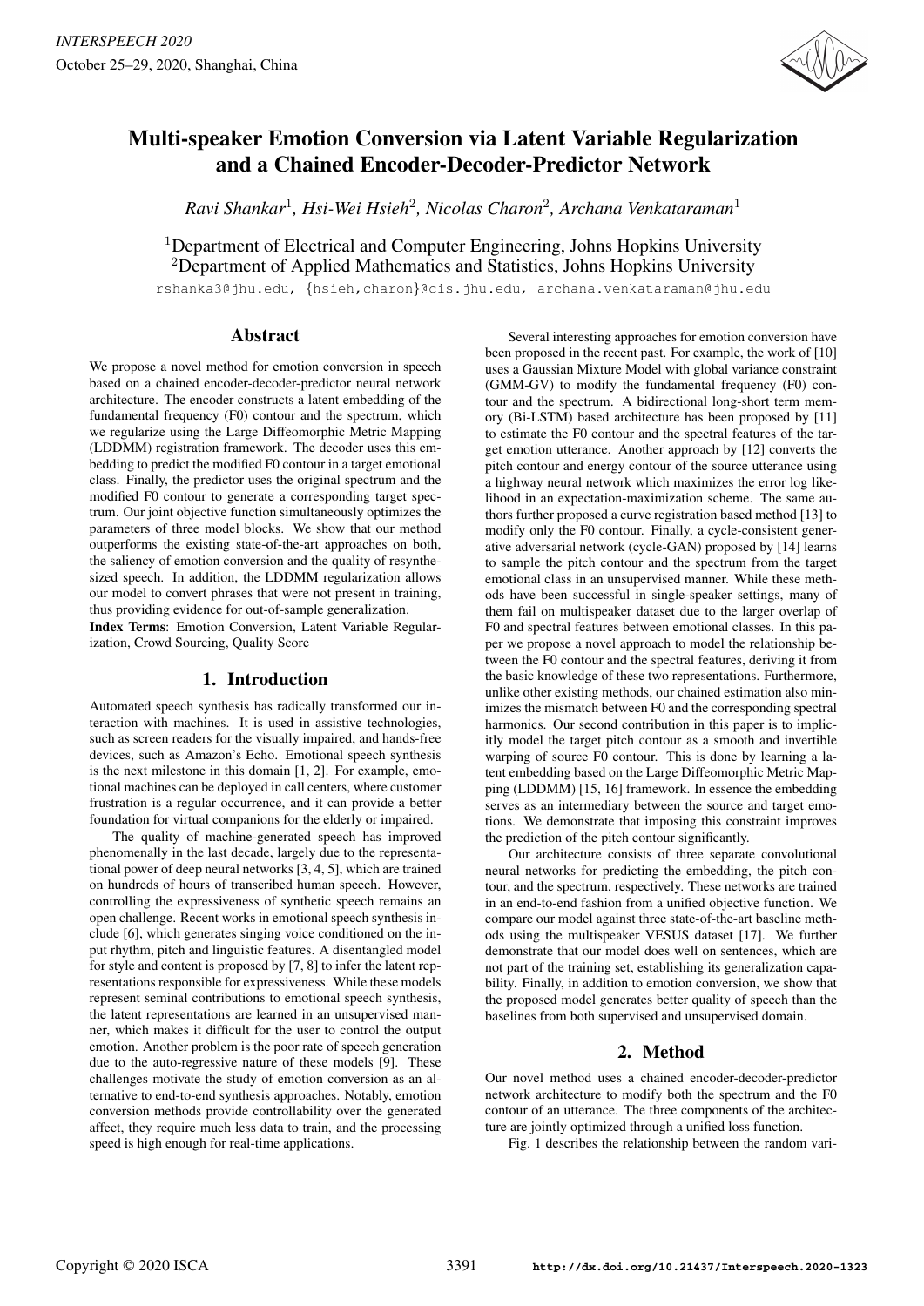# Multi-speaker Emotion Conversion via Latent Variable Regularization and a Chained Encoder-Decoder-Predictor Network

*Ravi Shankar*[1], *Hsi-Wei Hsieh*[2], *Nicolas Charon*[2], *Archana Venkataraman*[1]

[1]Department of Electrical and Computer Engineering, Johns Hopkins University
[2]Department of Applied Mathematics and Statistics, Johns Hopkins University

rshanka3@jhu.edu, {hsieh,charon}@cis.jhu.edu, archana.venkataraman@jhu.edu

## Abstract

We propose a novel method for emotion conversion in speech based on a chained encoder-decoder-predictor neural network architecture. The encoder constructs a latent embedding of the fundamental frequency (F0) contour and the spectrum, which we regularize using the Large Diffeomorphic Metric Mapping (LDDMM) registration framework. The decoder uses this embedding to predict the modified F0 contour in a target emotional class. Finally, the predictor uses the original spectrum and the modified F0 contour to generate a corresponding target spectrum. Our joint objective function simultaneously optimizes the parameters of three model blocks. We show that our method outperforms the existing state-of-the-art approaches on both, the saliency of emotion conversion and the quality of resynthesized speech. In addition, the LDDMM regularization allows our model to convert phrases that were not present in training, thus providing evidence for out-of-sample generalization.

**Index Terms**: Emotion Conversion, Latent Variable Regularization, Crowd Sourcing, Quality Score

## 1. Introduction

Automated speech synthesis has radically transformed our interaction with machines. It is used in assistive technologies, such as screen readers for the visually impaired, and hands-free devices, such as Amazon's Echo. Emotional speech synthesis is the next milestone in this domain [1, 2]. For example, emotional machines can be deployed in call centers, where customer frustration is a regular occurrence, and it can provide a better foundation for virtual companions for the elderly or impaired.

The quality of machine-generated speech has improved phenomenally in the last decade, largely due to the representational power of deep neural networks [3, 4, 5], which are trained on hundreds of hours of transcribed human speech. However, controlling the expressiveness of synthetic speech remains an open challenge. Recent works in emotional speech synthesis include [6], which generates singing voice conditioned on the input rhythm, pitch and linguistic features. A disentangled model for style and content is proposed by [7, 8] to infer the latent representations responsible for expressiveness. While these models represent seminal contributions to emotional speech synthesis, the latent representations are learned in an unsupervised manner, which makes it difficult for the user to control the output emotion. Another problem is the poor rate of speech generation due to the auto-regressive nature of these models [9]. These challenges motivate the study of emotion conversion as an alternative to end-to-end synthesis approaches. Notably, emotion conversion methods provide controllability over the generated affect, they require much less data to train, and the processing speed is high enough for real-time applications.

Several interesting approaches for emotion conversion have been proposed in the recent past. For example, the work of [10] uses a Gaussian Mixture Model with global variance constraint (GMM-GV) to modify the fundamental frequency (F0) contour and the spectrum. A bidirectional long-short term memory (Bi-LSTM) based architecture has been proposed by [11] to estimate the F0 contour and the spectral features of the target emotion utterance. Another approach by [12] converts the pitch contour and energy contour of the source utterance using a highway neural network which maximizes the error log likelihood in an expectation-maximization scheme. The same authors further proposed a curve registration based method [13] to modify only the F0 contour. Finally, a cycle-consistent generative adversarial network (cycle-GAN) proposed by [14] learns to sample the pitch contour and the spectrum from the target emotional class in an unsupervised manner. While these methods have been successful in single-speaker settings, many of them fail on multispeaker dataset due to the larger overlap of F0 and spectral features between emotional classes. In this paper we propose a novel approach to model the relationship between the F0 contour and the spectral features, deriving it from the basic knowledge of these two representations. Furthermore, unlike other existing methods, our chained estimation also minimizes the mismatch between F0 and the corresponding spectral harmonics. Our second contribution in this paper is to implicitly model the target pitch contour as a smooth and invertible warping of source F0 contour. This is done by learning a latent embedding based on the Large Diffeomorphic Metric Mapping (LDDMM) [15, 16] framework. In essence the embedding serves as an intermediary between the source and target emotions. We demonstrate that imposing this constraint improves the prediction of the pitch contour significantly.

Our architecture consists of three separate convolutional neural networks for predicting the embedding, the pitch contour, and the spectrum, respectively. These networks are trained in an end-to-end fashion from a unified objective function. We compare our model against three state-of-the-art baseline methods using the multispeaker VESUS dataset [17]. We further demonstrate that our model does well on sentences, which are not part of the training set, establishing its generalization capability. Finally, in addition to emotion conversion, we show that the proposed model generates better quality of speech than the baselines from both supervised and unsupervised domain.

## 2. Method

Our novel method uses a chained encoder-decoder-predictor network architecture to modify both the spectrum and the F0 contour of an utterance. The three components of the architecture are jointly optimized through a unified loss function.

Fig. 1 describes the relationship between the random vari-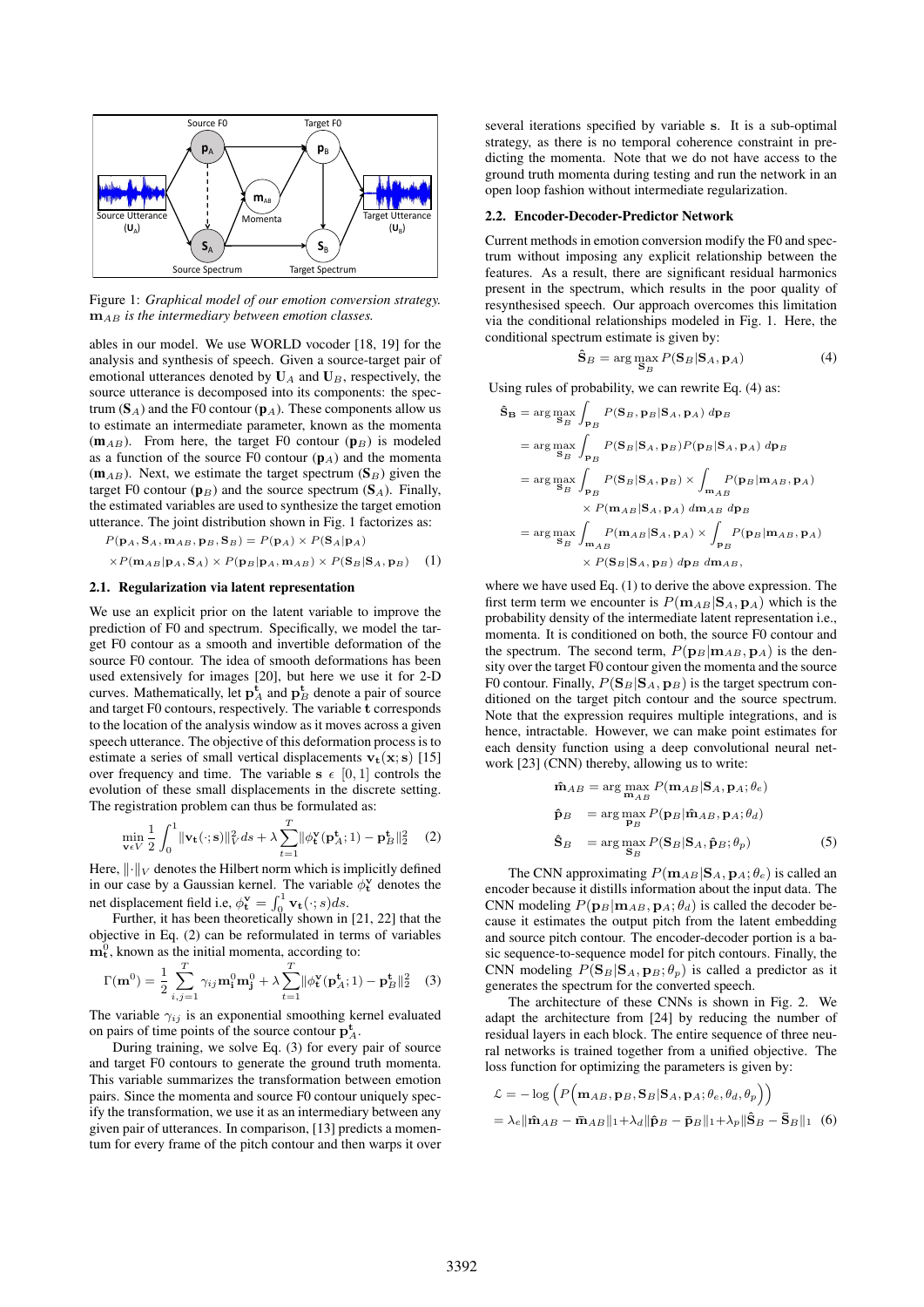Figure 1: *Graphical model of our emotion conversion strategy.* $\mathbf{m}_{AB}$ *is the intermediary between emotion classes.*

ables in our model. We use WORLD vocoder [18, 19] for the analysis and synthesis of speech. Given a source-target pair of emotional utterances denoted by $\mathbf{U}_A$ and $\mathbf{U}_B$, respectively, the source utterance is decomposed into its components: the spectrum ($\mathbf{S}_A$) and the F0 contour ($\mathbf{p}_A$). These components allow us to estimate an intermediate parameter, known as the momenta ($\mathbf{m}_{AB}$). From here, the target F0 contour ($\mathbf{p}_B$) is modeled as a function of the source F0 contour ($\mathbf{p}_A$) and the momenta ($\mathbf{m}_{AB}$). Next, we estimate the target spectrum ($\mathbf{S}_B$) given the target F0 contour ($\mathbf{p}_B$) and the source spectrum ($\mathbf{S}_A$). Finally, the estimated variables are used to synthesize the target emotion utterance. The joint distribution shown in Fig. 1 factorizes as:

$$
\begin{aligned}
&P(\mathbf{p}_A, \mathbf{S}_A, \mathbf{m}_{AB}, \mathbf{p}_B, \mathbf{S}_B) = P(\mathbf{p}_A) \times P(\mathbf{S}_A|\mathbf{p}_A) \\
&\times P(\mathbf{m}_{AB}|\mathbf{p}_A, \mathbf{S}_A) \times P(\mathbf{p}_B|\mathbf{p}_A, \mathbf{m}_{AB}) \times P(\mathbf{S}_B|\mathbf{S}_A, \mathbf{p}_B) \quad (1)
\end{aligned}
$$

### 2.1. Regularization via latent representation

We use an explicit prior on the latent variable to improve the prediction of F0 and spectrum. Specifically, we model the target F0 contour as a smooth and invertible deformation of the source F0 contour. The idea of smooth deformations has been used extensively for images [20], but here we use it for 2-D curves. Mathematically, let $\mathbf{p}_A^{\mathbf{t}}$ and $\mathbf{p}_B^{\mathbf{t}}$ denote a pair of source and target F0 contours, respectively. The variable $\mathbf{t}$ corresponds to the location of the analysis window as it moves across a given speech utterance. The objective of this deformation process is to estimate a series of small vertical displacements $\mathbf{v_t}(\mathbf{x};\mathbf{s})$ [15] over frequency and time. The variable $\mathbf{s} \in [0, 1]$ controls the evolution of these small displacements in the discrete setting. The registration problem can thus be formulated as:

$$
\min_{\mathbf{v} \epsilon V} \frac{1}{2}\int_0^1 \|\mathbf{v_t}(\cdot;\mathbf{s})\|_V^2 \, ds + \lambda \sum_{t=1}^{T} \|\phi_{\mathbf{t}}^{\mathbf{v}}(\mathbf{p}_A^{\mathbf{t}};1) - \mathbf{p}_B^{\mathbf{t}}\|_2^2 \quad (2)
$$

Here, $\|\cdot\|_V$ denotes the Hilbert norm which is implicitly defined in our case by a Gaussian kernel. The variable $\phi_{\mathbf{t}}^{\mathbf{v}}$ denotes the net displacement field i.e, $\phi_{\mathbf{t}}^{\mathbf{v}} = \int_0^1 \mathbf{v_t}(\cdot; s)ds$.

Further, it has been theoretically shown in [21, 22] that the objective in Eq. (2) can be reformulated in terms of variables $\mathbf{m}_{\mathbf{t}}^0$, known as the initial momenta, according to:

$$
\Gamma(\mathbf{m}^0) = \frac{1}{2}\sum_{i,j=1}^{T} \gamma_{ij}\mathbf{m}_{\mathbf{i}}^0\mathbf{m}_{\mathbf{j}}^0 + \lambda \sum_{t=1}^{T} \|\phi_{\mathbf{t}}^{\mathbf{v}}(\mathbf{p}_A^{\mathbf{t}};1) - \mathbf{p}_B^{\mathbf{t}}\|_2^2 \quad (3)
$$

The variable $\gamma_{ij}$ is an exponential smoothing kernel evaluated on pairs of time points of the source contour $\mathbf{p}_A^{\mathbf{t}}$.

During training, we solve Eq. (3) for every pair of source and target F0 contours to generate the ground truth momenta. This variable summarizes the transformation between emotion pairs. Since the momenta and source F0 contour uniquely specify the transformation, we use it as an intermediary between any given pair of utterances. In comparison, [13] predicts a momentum for every frame of the pitch contour and then warps it over several iterations specified by variable $\mathbf{s}$. It is a sub-optimal strategy, as there is no temporal coherence constraint in predicting the momenta. Note that we do not have access to the ground truth momenta during testing and run the network in an open loop fashion without intermediate regularization.

### 2.2. Encoder-Decoder-Predictor Network

Current methods in emotion conversion modify the F0 and spectrum without imposing any explicit relationship between the features. As a result, there are significant residual harmonics present in the spectrum, which results in the poor quality of resynthesised speech. Our approach overcomes this limitation via the conditional relationships modeled in Fig. 1. Here, the conditional spectrum estimate is given by:

$$
\hat{\mathbf{S}}_B = \arg\max_{\mathbf{S}_B} P(\mathbf{S}_B|\mathbf{S}_A, \mathbf{p}_A) \quad (4)
$$

Using rules of probability, we can rewrite Eq. (4) as:

$$
\begin{aligned}
\hat{\mathbf{S}}_{\mathbf{B}} &= \arg\max_{\mathbf{S}_B} \int_{\mathbf{p}_B} P(\mathbf{S}_B, \mathbf{p}_B|\mathbf{S}_A, \mathbf{p}_A) \, d\mathbf{p}_B \\
&= \arg\max_{\mathbf{S}_B} \int_{\mathbf{p}_B} P(\mathbf{S}_B|\mathbf{S}_A, \mathbf{p}_B)P(\mathbf{p}_B|\mathbf{S}_A, \mathbf{p}_A) \, d\mathbf{p}_B \\
&= \arg\max_{\mathbf{S}_B} \int_{\mathbf{p}_B} P(\mathbf{S}_B|\mathbf{S}_A, \mathbf{p}_B) \times \int_{\mathbf{m}_{AB}} P(\mathbf{p}_B|\mathbf{m}_{AB}, \mathbf{p}_A) \\
&\qquad \times P(\mathbf{m}_{AB}|\mathbf{S}_A, \mathbf{p}_A) \, d\mathbf{m}_{AB} \, d\mathbf{p}_B \\
&= \arg\max_{\mathbf{S}_B} \int_{\mathbf{m}_{AB}} P(\mathbf{m}_{AB}|\mathbf{S}_A, \mathbf{p}_A) \times \int_{\mathbf{p}_B} P(\mathbf{p}_B|\mathbf{m}_{AB}, \mathbf{p}_A) \\
&\qquad \times P(\mathbf{S}_B|\mathbf{S}_A, \mathbf{p}_B) \, d\mathbf{p}_B \, d\mathbf{m}_{AB},
\end{aligned}
$$

where we have used Eq. (1) to derive the above expression. The first term term we encounter is $P(\mathbf{m}_{AB}|\mathbf{S}_A, \mathbf{p}_A)$ which is the probability density of the intermediate latent representation i.e., momenta. It is conditioned on both, the source F0 contour and the spectrum. The second term, $P(\mathbf{p}_B|\mathbf{m}_{AB}, \mathbf{p}_A)$ is the density over the target F0 contour given the momenta and the source F0 contour. Finally, $P(\mathbf{S}_B|\mathbf{S}_A, \mathbf{p}_B)$ is the target spectrum conditioned on the target pitch contour and the source spectrum. Note that the expression requires multiple integrations, and is hence, intractable. However, we can make point estimates for each density function using a deep convolutional neural network [23] (CNN) thereby, allowing us to write:

$$
\begin{aligned}
\hat{\mathbf{m}}_{AB} &= \arg\max_{\mathbf{m}_{AB}} P(\mathbf{m}_{AB}|\mathbf{S}_A, \mathbf{p}_A; \theta_e) \\
\hat{\mathbf{p}}_B &= \arg\max_{\mathbf{p}_B} P(\mathbf{p}_B|\hat{\mathbf{m}}_{AB}, \mathbf{p}_A; \theta_d) \\
\hat{\mathbf{S}}_B &= \arg\max_{\mathbf{S}_B} P(\mathbf{S}_B|\mathbf{S}_A, \hat{\mathbf{p}}_B; \theta_p) \quad (5)
\end{aligned}
$$

The CNN approximating $P(\mathbf{m}_{AB}|\mathbf{S}_A, \mathbf{p}_A; \theta_e)$ is called an encoder because it distills information about the input data. The CNN modeling $P(\mathbf{p}_B|\mathbf{m}_{AB}, \mathbf{p}_A; \theta_d)$ is called the decoder because it estimates the output pitch from the latent embedding and source pitch contour. The encoder-decoder portion is a basic sequence-to-sequence model for pitch contours. Finally, the CNN modeling $P(\mathbf{S}_B|\mathbf{S}_A, \mathbf{p}_B; \theta_p)$ is called a predictor as it generates the spectrum for the converted speech.

The architecture of these CNNs is shown in Fig. 2. We adapt the architecture from [24] by reducing the number of residual layers in each block. The entire sequence of three neural networks is trained together from a unified objective. The loss function for optimizing the parameters is given by:

$$
\begin{aligned}
\mathcal{L} &= -\log\Big(P\Big(\mathbf{m}_{AB}, \mathbf{p}_B, \mathbf{S}_B|\mathbf{S}_A, \mathbf{p}_A; \theta_e, \theta_d, \theta_p\Big)\Big) \\
&= \lambda_e\|\hat{\mathbf{m}}_{AB} - \bar{\mathbf{m}}_{AB}\|_1 + \lambda_d\|\hat{\mathbf{p}}_B - \bar{\mathbf{p}}_B\|_1 + \lambda_p\|\hat{\mathbf{S}}_B - \bar{\mathbf{S}}_B\|_1 \quad (6)
\end{aligned}
$$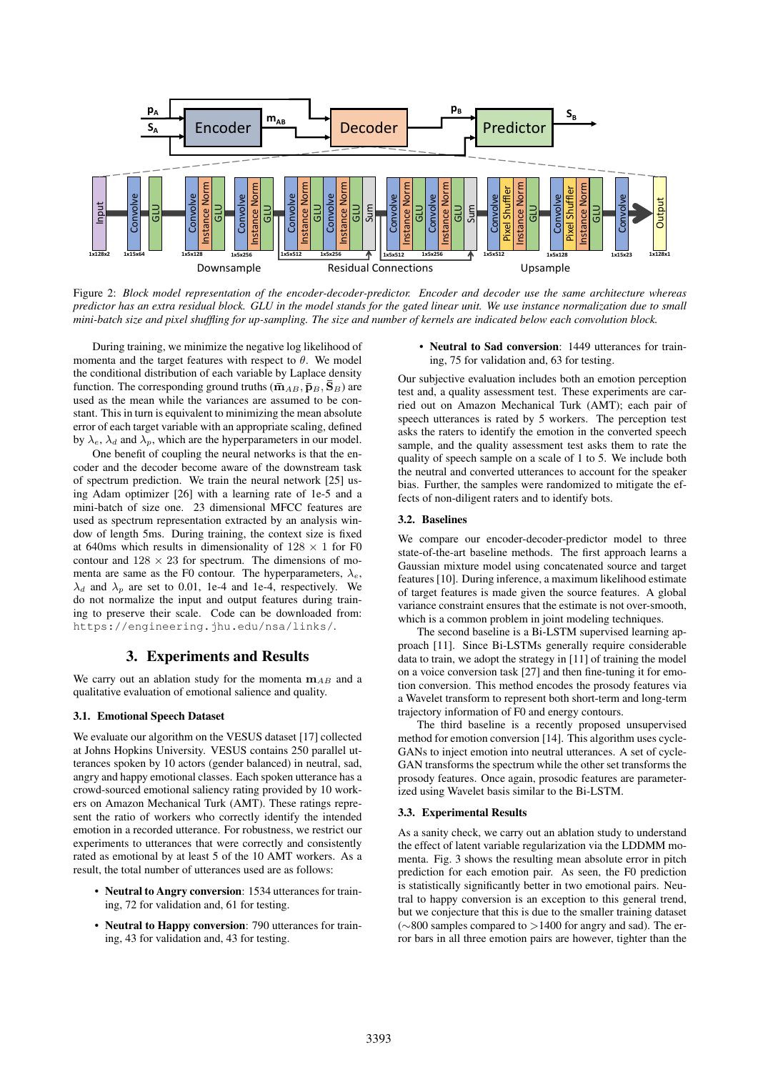Figure 2: *Block model representation of the encoder-decoder-predictor. Encoder and decoder use the same architecture whereas predictor has an extra residual block. GLU in the model stands for the gated linear unit. We use instance normalization due to small mini-batch size and pixel shuffling for up-sampling. The size and number of kernels are indicated below each convolution block.*

During training, we minimize the negative log likelihood of momenta and the target features with respect to $\theta$. We model the conditional distribution of each variable by Laplace density function. The corresponding ground truths ($\bar{\mathbf{m}}_{AB}, \bar{\mathbf{p}}_B, \bar{\mathbf{S}}_B$) are used as the mean while the variances are assumed to be constant. This in turn is equivalent to minimizing the mean absolute error of each target variable with an appropriate scaling, defined by $\lambda_e$, $\lambda_d$ and $\lambda_p$, which are the hyperparameters in our model.

One benefit of coupling the neural networks is that the encoder and the decoder become aware of the downstream task of spectrum prediction. We train the neural network [25] using Adam optimizer [26] with a learning rate of 1e-5 and a mini-batch of size one. 23 dimensional MFCC features are used as spectrum representation extracted by an analysis window of length 5ms. During training, the context size is fixed at 640ms which results in dimensionality of $128 \times 1$ for F0 contour and $128 \times 23$ for spectrum. The dimensions of momenta are same as the F0 contour. The hyperparameters, $\lambda_e$, $\lambda_d$ and $\lambda_p$ are set to 0.01, 1e-4 and 1e-4, respectively. We do not normalize the input and output features during training to preserve their scale. Code can be downloaded from: https://engineering.jhu.edu/nsa/links/.

## 3. Experiments and Results

We carry out an ablation study for the momenta $\mathbf{m}_{AB}$ and a qualitative evaluation of emotional salience and quality.

### 3.1. Emotional Speech Dataset

We evaluate our algorithm on the VESUS dataset [17] collected at Johns Hopkins University. VESUS contains 250 parallel utterances spoken by 10 actors (gender balanced) in neutral, sad, angry and happy emotional classes. Each spoken utterance has a crowd-sourced emotional saliency rating provided by 10 workers on Amazon Mechanical Turk (AMT). These ratings represent the ratio of workers who correctly identify the intended emotion in a recorded utterance. For robustness, we restrict our experiments to utterances that were correctly and consistently rated as emotional by at least 5 of the 10 AMT workers. As a result, the total number of utterances used are as follows:

- **Neutral to Angry conversion**: 1534 utterances for training, 72 for validation and, 61 for testing.
- **Neutral to Happy conversion**: 790 utterances for training, 43 for validation and, 43 for testing.
- **Neutral to Sad conversion**: 1449 utterances for training, 75 for validation and, 63 for testing.

Our subjective evaluation includes both an emotion perception test and, a quality assessment test. These experiments are carried out on Amazon Mechanical Turk (AMT); each pair of speech utterances is rated by 5 workers. The perception test asks the raters to identify the emotion in the converted speech sample, and the quality assessment test asks them to rate the quality of speech sample on a scale of 1 to 5. We include both the neutral and converted utterances to account for the speaker bias. Further, the samples were randomized to mitigate the effects of non-diligent raters and to identify bots.

### 3.2. Baselines

We compare our encoder-decoder-predictor model to three state-of-the-art baseline methods. The first approach learns a Gaussian mixture model using concatenated source and target features [10]. During inference, a maximum likelihood estimate of target features is made given the source features. A global variance constraint ensures that the estimate is not over-smooth, which is a common problem in joint modeling techniques.

The second baseline is a Bi-LSTM supervised learning approach [11]. Since Bi-LSTMs generally require considerable data to train, we adopt the strategy in [11] of training the model on a voice conversion task [27] and then fine-tuning it for emotion conversion. This method encodes the prosody features via a Wavelet transform to represent both short-term and long-term trajectory information of F0 and energy contours.

The third baseline is a recently proposed unsupervised method for emotion conversion [14]. This algorithm uses cycle-GANs to inject emotion into neutral utterances. A set of cycle-GAN transforms the spectrum while the other set transforms the prosody features. Once again, prosodic features are parameterized using Wavelet basis similar to the Bi-LSTM.

### 3.3. Experimental Results

As a sanity check, we carry out an ablation study to understand the effect of latent variable regularization via the LDDMM momenta. Fig. 3 shows the resulting mean absolute error in pitch prediction for each emotion pair. As seen, the F0 prediction is statistically significantly better in two emotional pairs. Neutral to happy conversion is an exception to this general trend, but we conjecture that this is due to the smaller training dataset ($\sim$800 samples compared to $>$1400 for angry and sad). The error bars in all three emotion pairs are however, tighter than the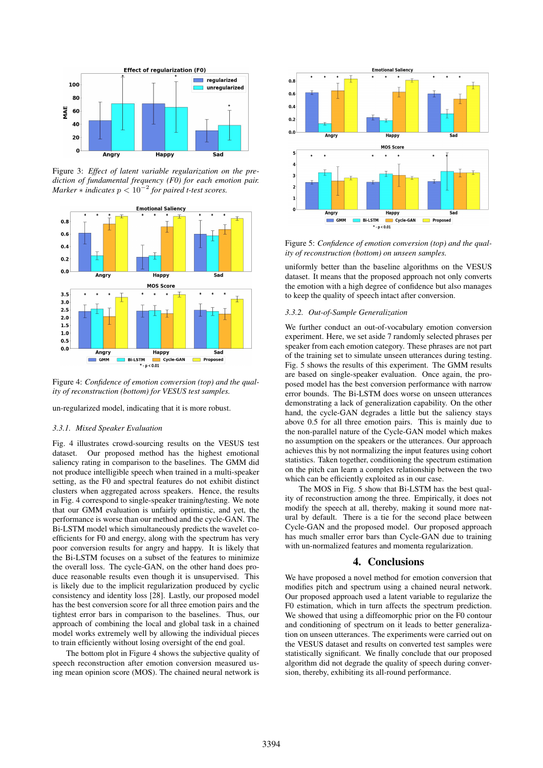Figure 3: *Effect of latent variable regularization on the prediction of fundamental frequency (F0) for each emotion pair. Marker $*$ indicates $p < 10^{-2}$ for paired t-test scores.*

Figure 4: *Confidence of emotion conversion (top) and the quality of reconstruction (bottom) for VESUS test samples.*

un-regularized model, indicating that it is more robust.

#### 3.3.1. Mixed Speaker Evaluation

Fig. 4 illustrates crowd-sourcing results on the VESUS test dataset. Our proposed method has the highest emotional saliency rating in comparison to the baselines. The GMM did not produce intelligible speech when trained in a multi-speaker setting, as the F0 and spectral features do not exhibit distinct clusters when aggregated across speakers. Hence, the results in Fig. 4 correspond to single-speaker training/testing. We note that our GMM evaluation is unfairly optimistic, and yet, the performance is worse than our method and the cycle-GAN. The Bi-LSTM model which simultaneously predicts the wavelet coefficients for F0 and energy, along with the spectrum has very poor conversion results for angry and happy. It is likely that the Bi-LSTM focuses on a subset of the features to minimize the overall loss. The cycle-GAN, on the other hand does produce reasonable results even though it is unsupervised. This is likely due to the implicit regularization produced by cyclic consistency and identity loss [28]. Lastly, our proposed model has the best conversion score for all three emotion pairs and the tightest error bars in comparison to the baselines. Thus, our approach of combining the local and global task in a chained model works extremely well by allowing the individual pieces to train efficiently without losing oversight of the end goal.

The bottom plot in Figure 4 shows the subjective quality of speech reconstruction after emotion conversion measured using mean opinion score (MOS). The chained neural network is uniformly better than the baseline algorithms on the VESUS dataset. It means that the proposed approach not only converts the emotion with a high degree of confidence but also manages to keep the quality of speech intact after conversion.

Figure 5: *Confidence of emotion conversion (top) and the quality of reconstruction (bottom) on unseen samples.*

#### 3.3.2. Out-of-Sample Generalization

We further conduct an out-of-vocabulary emotion conversion experiment. Here, we set aside 7 randomly selected phrases per speaker from each emotion category. These phrases are not part of the training set to simulate unseen utterances during testing. Fig. 5 shows the results of this experiment. The GMM results are based on single-speaker evaluation. Once again, the proposed model has the best conversion performance with narrow error bounds. The Bi-LSTM does worse on unseen utterances demonstrating a lack of generalization capability. On the other hand, the cycle-GAN degrades a little but the saliency stays above 0.5 for all three emotion pairs. This is mainly due to the non-parallel nature of the Cycle-GAN model which makes no assumption on the speakers or the utterances. Our approach achieves this by not normalizing the input features using cohort statistics. Taken together, conditioning the spectrum estimation on the pitch can learn a complex relationship between the two which can be efficiently exploited as in our case.

The MOS in Fig. 5 show that Bi-LSTM has the best quality of reconstruction among the three. Empirically, it does not modify the speech at all, thereby, making it sound more natural by default. There is a tie for the second place between Cycle-GAN and the proposed model. Our proposed approach has much smaller error bars than Cycle-GAN due to training with un-normalized features and momenta regularization.

## 4. Conclusions

We have proposed a novel method for emotion conversion that modifies pitch and spectrum using a chained neural network. Our proposed approach used a latent variable to regularize the F0 estimation, which in turn affects the spectrum prediction. We showed that using a diffeomorphic prior on the F0 contour and conditioning of spectrum on it leads to better generalization on unseen utterances. The experiments were carried out on the VESUS dataset and results on converted test samples were statistically significant. We finally conclude that our proposed algorithm did not degrade the quality of speech during conversion, thereby, exhibiting its all-round performance.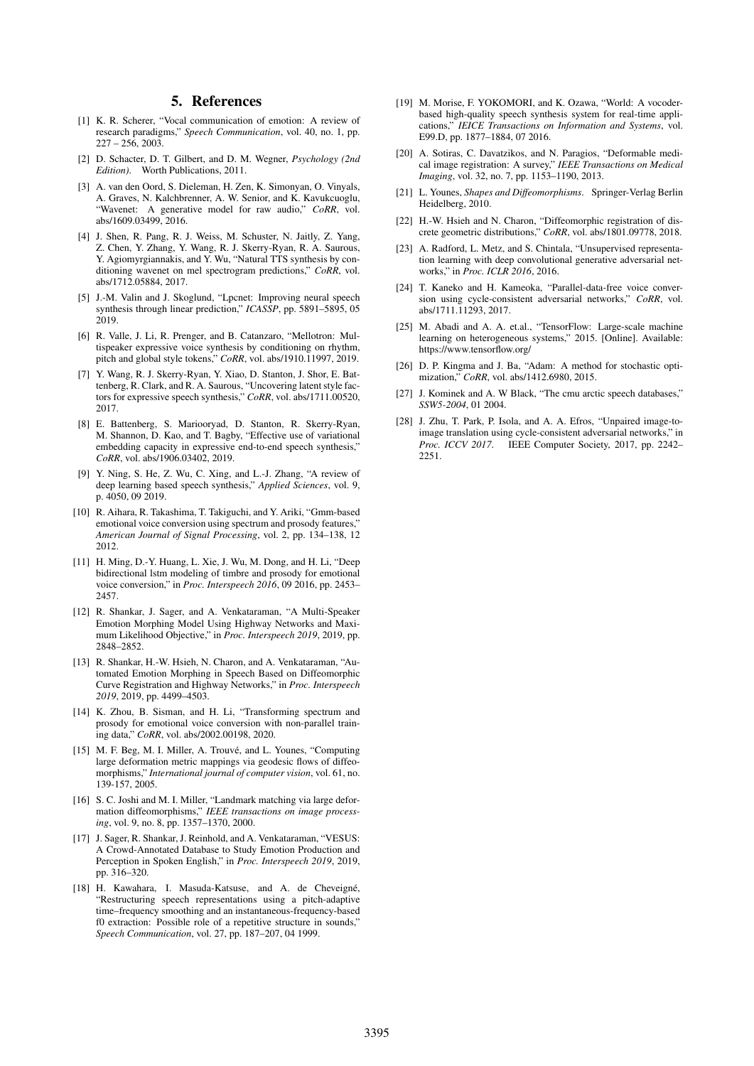## 5. References

[1] K. R. Scherer, "Vocal communication of emotion: A review of research paradigms," *Speech Communication*, vol. 40, no. 1, pp. 227 – 256, 2003.

[2] D. Schacter, D. T. Gilbert, and D. M. Wegner, *Psychology (2nd Edition)*. Worth Publications, 2011.

[3] A. van den Oord, S. Dieleman, H. Zen, K. Simonyan, O. Vinyals, A. Graves, N. Kalchbrenner, A. W. Senior, and K. Kavukcuoglu, "Wavenet: A generative model for raw audio," *CoRR*, vol. abs/1609.03499, 2016.

[4] J. Shen, R. Pang, R. J. Weiss, M. Schuster, N. Jaitly, Z. Yang, Z. Chen, Y. Zhang, Y. Wang, R. J. Skerry-Ryan, R. A. Saurous, Y. Agiomyrgiannakis, and Y. Wu, "Natural TTS synthesis by conditioning wavenet on mel spectrogram predictions," *CoRR*, vol. abs/1712.05884, 2017.

[5] J.-M. Valin and J. Skoglund, "Lpcnet: Improving neural speech synthesis through linear prediction," *ICASSP*, pp. 5891–5895, 05 2019.

[6] R. Valle, J. Li, R. Prenger, and B. Catanzaro, "Mellotron: Multispeaker expressive voice synthesis by conditioning on rhythm, pitch and global style tokens," *CoRR*, vol. abs/1910.11997, 2019.

[7] Y. Wang, R. J. Skerry-Ryan, Y. Xiao, D. Stanton, J. Shor, E. Battenberg, R. Clark, and R. A. Saurous, "Uncovering latent style factors for expressive speech synthesis," *CoRR*, vol. abs/1711.00520, 2017.

[8] E. Battenberg, S. Mariooryad, D. Stanton, R. Skerry-Ryan, M. Shannon, D. Kao, and T. Bagby, "Effective use of variational embedding capacity in expressive end-to-end speech synthesis," *CoRR*, vol. abs/1906.03402, 2019.

[9] Y. Ning, S. He, Z. Wu, C. Xing, and L.-J. Zhang, "A review of deep learning based speech synthesis," *Applied Sciences*, vol. 9, p. 4050, 09 2019.

[10] R. Aihara, R. Takashima, T. Takiguchi, and Y. Ariki, "Gmm-based emotional voice conversion using spectrum and prosody features," *American Journal of Signal Processing*, vol. 2, pp. 134–138, 12 2012.

[11] H. Ming, D.-Y. Huang, L. Xie, J. Wu, M. Dong, and H. Li, "Deep bidirectional lstm modeling of timbre and prosody for emotional voice conversion," in *Proc. Interspeech 2016*, 09 2016, pp. 2453–2457.

[12] R. Shankar, J. Sager, and A. Venkataraman, "A Multi-Speaker Emotion Morphing Model Using Highway Networks and Maximum Likelihood Objective," in *Proc. Interspeech 2019*, 2019, pp. 2848–2852.

[13] R. Shankar, H.-W. Hsieh, N. Charon, and A. Venkataraman, "Automated Emotion Morphing in Speech Based on Diffeomorphic Curve Registration and Highway Networks," in *Proc. Interspeech 2019*, 2019, pp. 4499–4503.

[14] K. Zhou, B. Sisman, and H. Li, "Transforming spectrum and prosody for emotional voice conversion with non-parallel training data," *CoRR*, vol. abs/2002.00198, 2020.

[15] M. F. Beg, M. I. Miller, A. Trouvé, and L. Younes, "Computing large deformation metric mappings via geodesic flows of diffeomorphisms," *International journal of computer vision*, vol. 61, no. 139-157, 2005.

[16] S. C. Joshi and M. I. Miller, "Landmark matching via large deformation diffeomorphisms," *IEEE transactions on image processing*, vol. 9, no. 8, pp. 1357–1370, 2000.

[17] J. Sager, R. Shankar, J. Reinhold, and A. Venkataraman, "VESUS: A Crowd-Annotated Database to Study Emotion Production and Perception in Spoken English," in *Proc. Interspeech 2019*, 2019, pp. 316–320.

[18] H. Kawahara, I. Masuda-Katsuse, and A. de Cheveigné, "Restructuring speech representations using a pitch-adaptive time–frequency smoothing and an instantaneous-frequency-based f0 extraction: Possible role of a repetitive structure in sounds," *Speech Communication*, vol. 27, pp. 187–207, 04 1999.

[19] M. Morise, F. YOKOMORI, and K. Ozawa, "World: A vocoder-based high-quality speech synthesis system for real-time applications," *IEICE Transactions on Information and Systems*, vol. E99.D, pp. 1877–1884, 07 2016.

[20] A. Sotiras, C. Davatzikos, and N. Paragios, "Deformable medical image registration: A survey," *IEEE Transactions on Medical Imaging*, vol. 32, no. 7, pp. 1153–1190, 2013.

[21] L. Younes, *Shapes and Diffeomorphisms*. Springer-Verlag Berlin Heidelberg, 2010.

[22] H.-W. Hsieh and N. Charon, "Diffeomorphic registration of discrete geometric distributions," *CoRR*, vol. abs/1801.09778, 2018.

[23] A. Radford, L. Metz, and S. Chintala, "Unsupervised representation learning with deep convolutional generative adversarial networks," in *Proc. ICLR 2016*, 2016.

[24] T. Kaneko and H. Kameoka, "Parallel-data-free voice conversion using cycle-consistent adversarial networks," *CoRR*, vol. abs/1711.11293, 2017.

[25] M. Abadi and A. A. et.al., "TensorFlow: Large-scale machine learning on heterogeneous systems," 2015. [Online]. Available: https://www.tensorflow.org/

[26] D. P. Kingma and J. Ba, "Adam: A method for stochastic optimization," *CoRR*, vol. abs/1412.6980, 2015.

[27] J. Kominek and A. W Black, "The cmu arctic speech databases," *SSW5-2004*, 01 2004.

[28] J. Zhu, T. Park, P. Isola, and A. A. Efros, "Unpaired image-to-image translation using cycle-consistent adversarial networks," in *Proc. ICCV 2017*. IEEE Computer Society, 2017, pp. 2242–2251.